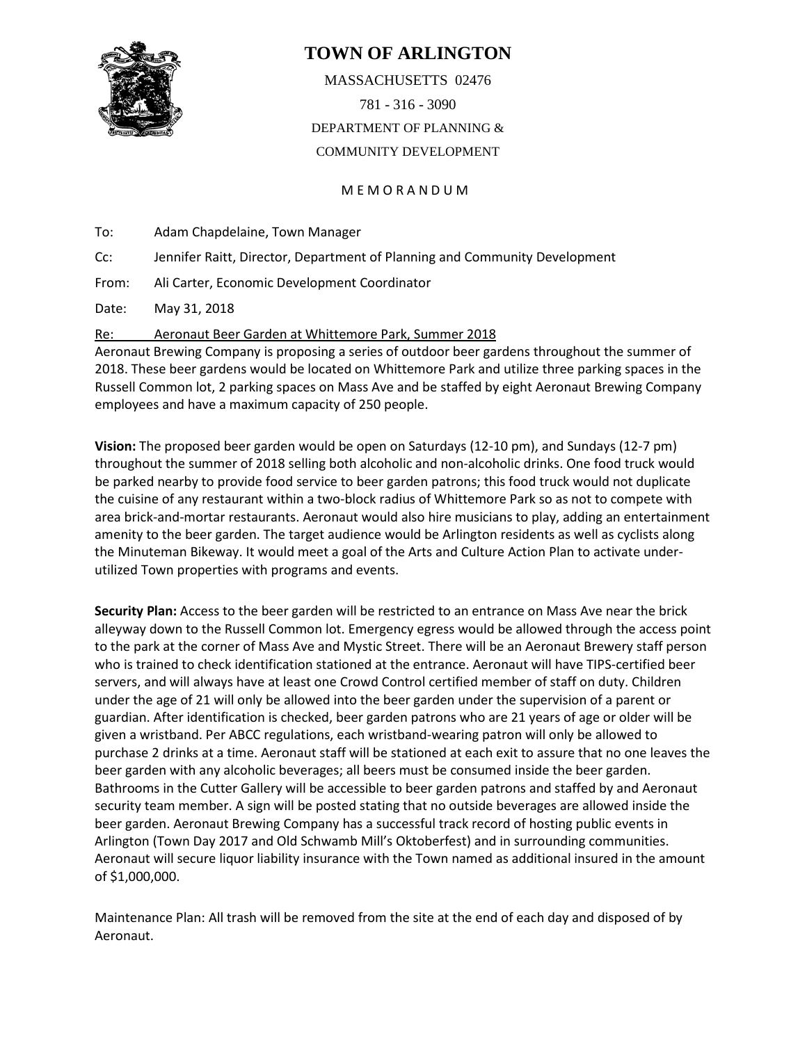# TOWN OF ARLINGTON

MASSACHUSETTS 02476

781 - 316 - 3090

DEPARTMENT OF PLANNING &

COMMUNITY DEVELOPMENT

## M E M O R A N D U M

To: Adam Chapdelaine, Town Manager

Cc: Jennifer Raitt, Director, Department of Planning and Community Development

From: Ali Carter, Economic Development Coordinator

Date: May 31, 2018

Re: Aeronaut Beer Garden at Whittemore Park, Summer 2018

Aeronaut Brewing Company is proposing a series of outdoor beer gardens throughout the summer of 2018. These beer gardens would be located on Whittemore Park and utilize three parking spaces in the Russell Common lot, 2 parking spaces on Mass Ave and be staffed by eight Aeronaut Brewing Company employees and have a maximum capacity of 250 people.

**Vision:** The proposed beer garden would be open on Saturdays (12-10 pm), and Sundays (12-7 pm) throughout the summer of 2018 selling both alcoholic and non-alcoholic drinks. One food truck would be parked nearby to provide food service to beer garden patrons; this food truck would not duplicate the cuisine of any restaurant within a two-block radius of Whittemore Park so as not to compete with area brick-and-mortar restaurants. Aeronaut would also hire musicians to play, adding an entertainment amenity to the beer garden. The target audience would be Arlington residents as well as cyclists along the Minuteman Bikeway. It would meet a goal of the Arts and Culture Action Plan to activate under-utilized Town properties with programs and events.

**Security Plan:** Access to the beer garden will be restricted to an entrance on Mass Ave near the brick alleyway down to the Russell Common lot. Emergency egress would be allowed through the access point to the park at the corner of Mass Ave and Mystic Street. There will be an Aeronaut Brewery staff person who is trained to check identification stationed at the entrance. Aeronaut will have TIPS-certified beer servers, and will always have at least one Crowd Control certified member of staff on duty. Children under the age of 21 will only be allowed into the beer garden under the supervision of a parent or guardian. After identification is checked, beer garden patrons who are 21 years of age or older will be given a wristband. Per ABCC regulations, each wristband-wearing patron will only be allowed to purchase 2 drinks at a time. Aeronaut staff will be stationed at each exit to assure that no one leaves the beer garden with any alcoholic beverages; all beers must be consumed inside the beer garden. Bathrooms in the Cutter Gallery will be accessible to beer garden patrons and staffed by and Aeronaut security team member. A sign will be posted stating that no outside beverages are allowed inside the beer garden. Aeronaut Brewing Company has a successful track record of hosting public events in Arlington (Town Day 2017 and Old Schwamb Mill's Oktoberfest) and in surrounding communities. Aeronaut will secure liquor liability insurance with the Town named as additional insured in the amount of $1,000,000.

Maintenance Plan: All trash will be removed from the site at the end of each day and disposed of by Aeronaut.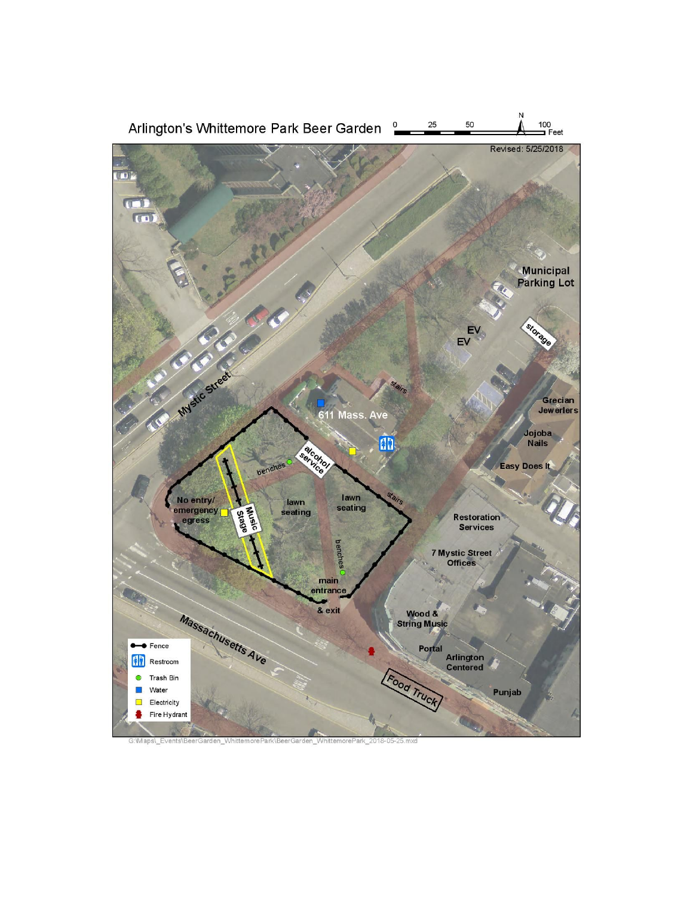# Arlington's Whittemore Park Beer Garden

0 25 50 100 Feet

N

Revised: 5/25/2018

Municipal Parking Lot

storage

EV

EV

Mystic Street

611 Mass. Ave

stairs

alcohol service

benches

Grecian Jewelers

Jojoba Nails

Easy Does It

No entry/ emergency egress

Music Stage

lawn seating

lawn seating

stairs

Restoration Services

7 Mystic Street Offices

benches

main entrance & exit

Wood & String Music

Portal

Arlington Centered

Massachusetts Ave

Food Truck

Punjab

- Fence
- Restroom
- Trash Bin
- Water
- Electricity
- Fire Hydrant

G:\Maps\_Events\BeerGarden_WhittemorePark\BeerGarden_WhittemorePark_2018-05-25.mxd